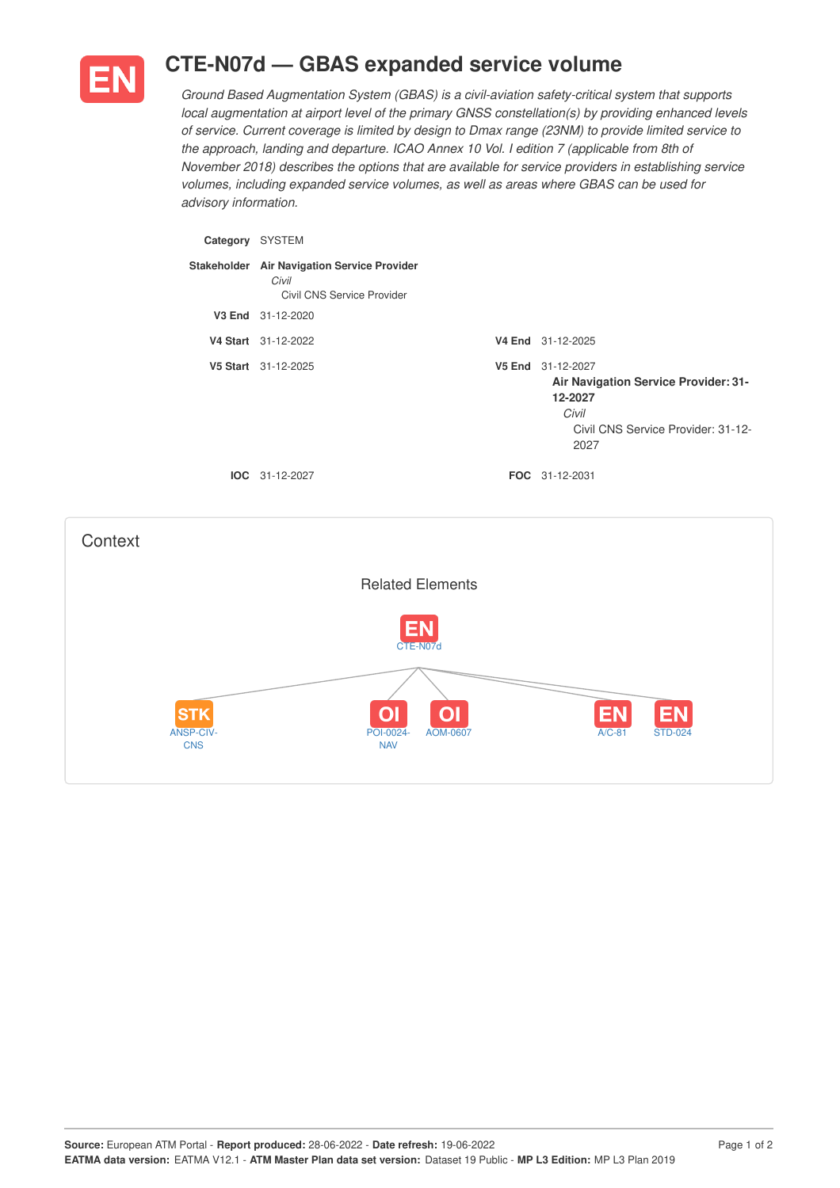# EN CTE-N07d — GBAS expanded service volume

*Ground Based Augmentation System (GBAS) is a civil-aviation safety-critical system that supports local augmentation at airport level of the primary GNSS constellation(s) by providing enhanced levels of service. Current coverage is limited by design to Dmax range (23NM) to provide limited service to the approach, landing and departure. ICAO Annex 10 Vol. I edition 7 (applicable from 8th of November 2018) describes the options that are available for service providers in establishing service volumes, including expanded service volumes, as well as areas where GBAS can be used for advisory information.*

**Category** SYSTEM

**Stakeholder** **Air Navigation Service Provider**
*Civil*
Civil CNS Service Provider

**V3 End** 31-12-2020

**V4 Start** 31-12-2022

**V4 End** 31-12-2025

**V5 Start** 31-12-2025

**V5 End** 31-12-2027
**Air Navigation Service Provider: 31-12-2027**
*Civil*
Civil CNS Service Provider: 31-12-2027

**IOC** 31-12-2027

**FOC** 31-12-2031

## Context

### Related Elements

- EN CTE-N07d
  - STK ANSP-CIV-CNS
  - OI POI-0024-NAV
  - OI AOM-0607
  - EN A/C-81
  - EN STD-024

**Source:** European ATM Portal - **Report produced:** 28-06-2022 - **Date refresh:** 19-06-2022
**EATMA data version:** EATMA V12.1 - **ATM Master Plan data set version:** Dataset 19 Public - **MP L3 Edition:** MP L3 Plan 2019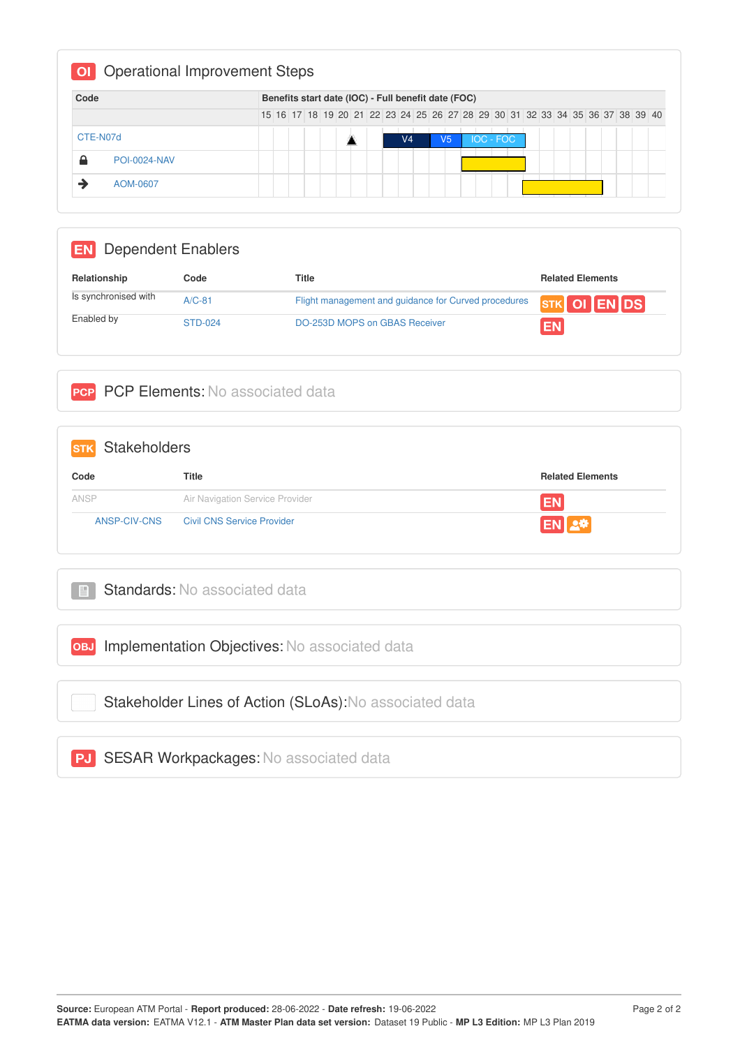## OI Operational Improvement Steps

| Code | Benefits start date (IOC) - Full benefit date (FOC) |
|---|---|
| | 15 16 17 18 19 20 21 22 23 24 25 26 27 28 29 30 31 32 33 34 35 36 37 38 39 40 |
| CTE-N07d | V4 V5 IOC - FOC |
| POI-0024-NAV | |
| AOM-0607 | |

## EN Dependent Enablers

| Relationship | Code | Title | Related Elements |
|---|---|---|---|
| Is synchronised with | A/C-81 | Flight management and guidance for Curved procedures | STK OI EN DS |
| Enabled by | STD-024 | DO-253D MOPS on GBAS Receiver | EN |

## PCP PCP Elements: No associated data

## STK Stakeholders

| Code | Title | Related Elements |
|---|---|---|
| ANSP | Air Navigation Service Provider | EN |
| ANSP-CIV-CNS | Civil CNS Service Provider | EN |

## Standards: No associated data

## OBJ Implementation Objectives: No associated data

## Stakeholder Lines of Action (SLoAs): No associated data

## PJ SESAR Workpackages: No associated data

**Source:** European ATM Portal - **Report produced:** 28-06-2022 - **Date refresh:** 19-06-2022
**EATMA data version:** EATMA V12.1 - **ATM Master Plan data set version:** Dataset 19 Public - **MP L3 Edition:** MP L3 Plan 2019